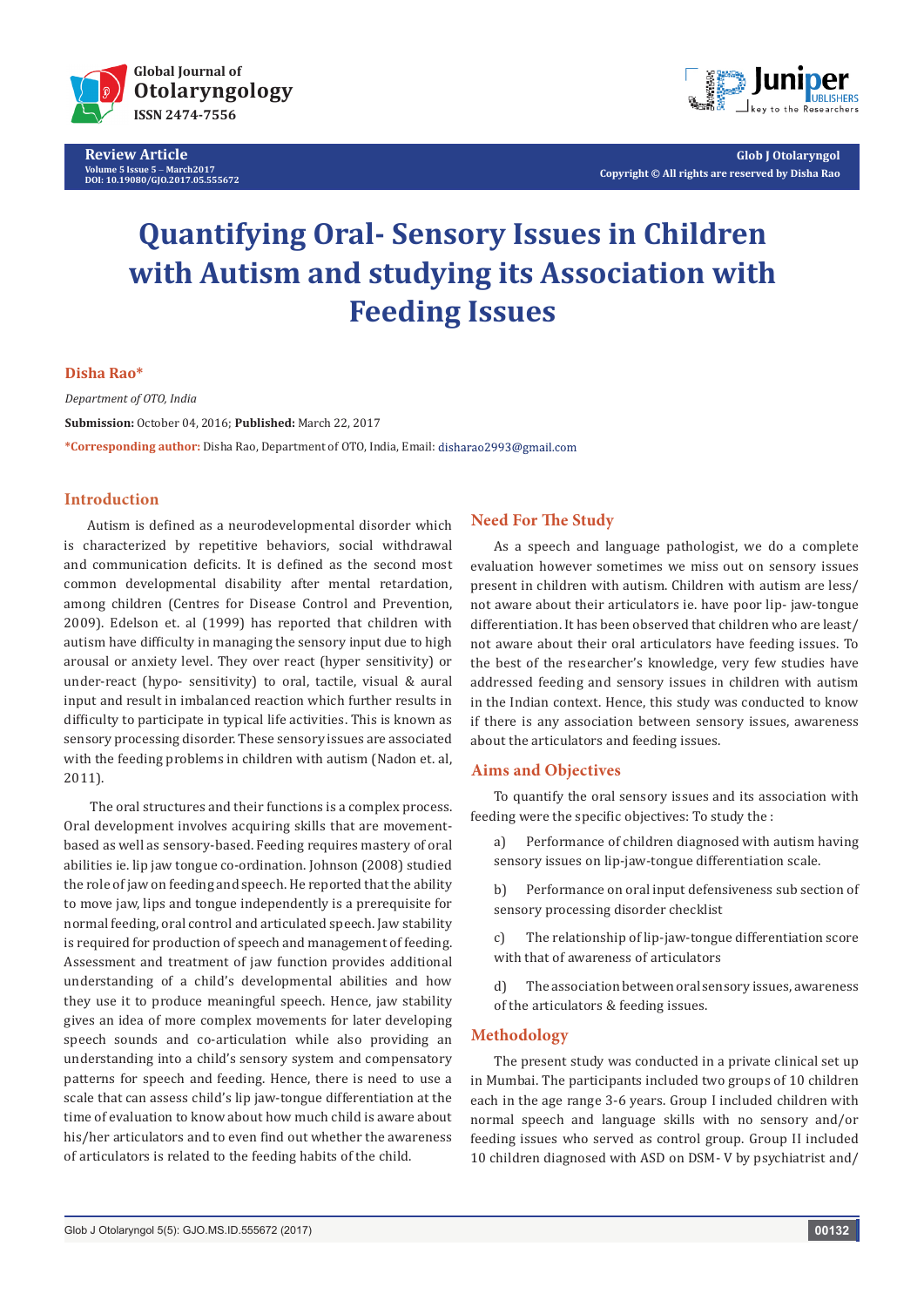Review Article

# Quantifying Oral- Sensory Issues in Children with Autism and studying its Association with Feeding Issues

**Disha Rao***

*Department of OTO, India*

**Submission:** October 04, 2016; **Published:** March 22, 2017

***Corresponding author:** Disha Rao, Department of OTO, India, Email: disharao2993@gmail.com

## Introduction

Autism is defined as a neurodevelopmental disorder which is characterized by repetitive behaviors, social withdrawal and communication deficits. It is defined as the second most common developmental disability after mental retardation, among children (Centres for Disease Control and Prevention, 2009). Edelson et. al (1999) has reported that children with autism have difficulty in managing the sensory input due to high arousal or anxiety level. They over react (hyper sensitivity) or under-react (hypo- sensitivity) to oral, tactile, visual & aural input and result in imbalanced reaction which further results in difficulty to participate in typical life activities. This is known as sensory processing disorder. These sensory issues are associated with the feeding problems in children with autism (Nadon et. al, 2011).

The oral structures and their functions is a complex process. Oral development involves acquiring skills that are movement-based as well as sensory-based. Feeding requires mastery of oral abilities ie. lip jaw tongue co-ordination. Johnson (2008) studied the role of jaw on feeding and speech. He reported that the ability to move jaw, lips and tongue independently is a prerequisite for normal feeding, oral control and articulated speech. Jaw stability is required for production of speech and management of feeding. Assessment and treatment of jaw function provides additional understanding of a child's developmental abilities and how they use it to produce meaningful speech. Hence, jaw stability gives an idea of more complex movements for later developing speech sounds and co-articulation while also providing an understanding into a child's sensory system and compensatory patterns for speech and feeding. Hence, there is need to use a scale that can assess child's lip jaw-tongue differentiation at the time of evaluation to know about how much child is aware about his/her articulators and to even find out whether the awareness of articulators is related to the feeding habits of the child.

## Need For The Study

As a speech and language pathologist, we do a complete evaluation however sometimes we miss out on sensory issues present in children with autism. Children with autism are less/ not aware about their articulators ie. have poor lip- jaw-tongue differentiation. It has been observed that children who are least/ not aware about their oral articulators have feeding issues. To the best of the researcher's knowledge, very few studies have addressed feeding and sensory issues in children with autism in the Indian context. Hence, this study was conducted to know if there is any association between sensory issues, awareness about the articulators and feeding issues.

## Aims and Objectives

To quantify the oral sensory issues and its association with feeding were the specific objectives: To study the :

a) Performance of children diagnosed with autism having sensory issues on lip-jaw-tongue differentiation scale.

b) Performance on oral input defensiveness sub section of sensory processing disorder checklist

c) The relationship of lip-jaw-tongue differentiation score with that of awareness of articulators

d) The association between oral sensory issues, awareness of the articulators & feeding issues.

## Methodology

The present study was conducted in a private clinical set up in Mumbai. The participants included two groups of 10 children each in the age range 3-6 years. Group I included children with normal speech and language skills with no sensory and/or feeding issues who served as control group. Group II included 10 children diagnosed with ASD on DSM- V by psychiatrist and/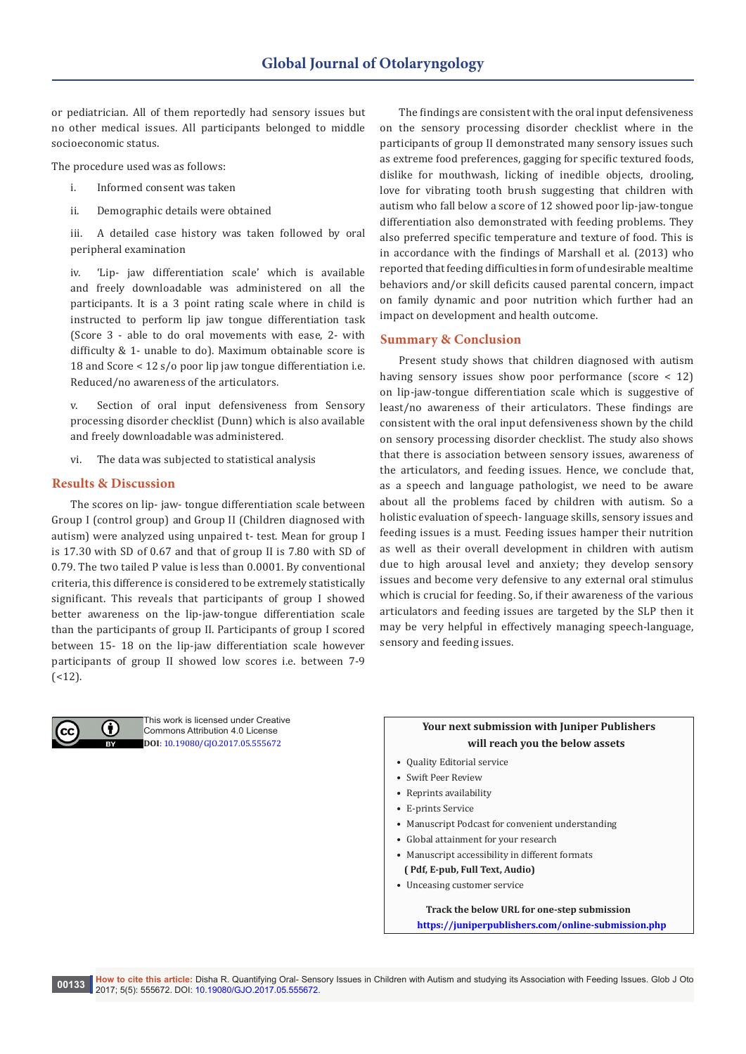or pediatrician. All of them reportedly had sensory issues but no other medical issues. All participants belonged to middle socioeconomic status.

The procedure used was as follows:

i. Informed consent was taken

ii. Demographic details were obtained

iii. A detailed case history was taken followed by oral peripheral examination

iv. 'Lip- jaw differentiation scale' which is available and freely downloadable was administered on all the participants. It is a 3 point rating scale where in child is instructed to perform lip jaw tongue differentiation task (Score 3 - able to do oral movements with ease, 2- with difficulty & 1- unable to do). Maximum obtainable score is 18 and Score < 12 s/o poor lip jaw tongue differentiation i.e. Reduced/no awareness of the articulators.

v. Section of oral input defensiveness from Sensory processing disorder checklist (Dunn) which is also available and freely downloadable was administered.

vi. The data was subjected to statistical analysis

## Results & Discussion

The scores on lip- jaw- tongue differentiation scale between Group I (control group) and Group II (Children diagnosed with autism) were analyzed using unpaired t- test. Mean for group I is 17.30 with SD of 0.67 and that of group II is 7.80 with SD of 0.79. The two tailed P value is less than 0.0001. By conventional criteria, this difference is considered to be extremely statistically significant. This reveals that participants of group I showed better awareness on the lip-jaw-tongue differentiation scale than the participants of group II. Participants of group I scored between 15- 18 on the lip-jaw differentiation scale however participants of group II showed low scores i.e. between 7-9 (<12).

The findings are consistent with the oral input defensiveness on the sensory processing disorder checklist where in the participants of group II demonstrated many sensory issues such as extreme food preferences, gagging for specific textured foods, dislike for mouthwash, licking of inedible objects, drooling, love for vibrating tooth brush suggesting that children with autism who fall below a score of 12 showed poor lip-jaw-tongue differentiation also demonstrated with feeding problems. They also preferred specific temperature and texture of food. This is in accordance with the findings of Marshall et al. (2013) who reported that feeding difficulties in form of undesirable mealtime behaviors and/or skill deficits caused parental concern, impact on family dynamic and poor nutrition which further had an impact on development and health outcome.

## Summary & Conclusion

Present study shows that children diagnosed with autism having sensory issues show poor performance (score < 12) on lip-jaw-tongue differentiation scale which is suggestive of least/no awareness of their articulators. These findings are consistent with the oral input defensiveness shown by the child on sensory processing disorder checklist. The study also shows that there is association between sensory issues, awareness of the articulators, and feeding issues. Hence, we conclude that, as a speech and language pathologist, we need to be aware about all the problems faced by children with autism. So a holistic evaluation of speech- language skills, sensory issues and feeding issues is a must. Feeding issues hamper their nutrition as well as their overall development in children with autism due to high arousal level and anxiety; they develop sensory issues and become very defensive to any external oral stimulus which is crucial for feeding. So, if their awareness of the various articulators and feeding issues are targeted by the SLP then it may be very helpful in effectively managing speech-language, sensory and feeding issues.

This work is licensed under Creative Commons Attribution 4.0 License
**DOI**: 10.19080/GJO.2017.05.555672

**Your next submission with Juniper Publishers will reach you the below assets**

- Quality Editorial service
- Swift Peer Review
- Reprints availability
- E-prints Service
- Manuscript Podcast for convenient understanding
- Global attainment for your research
- Manuscript accessibility in different formats
  **( Pdf, E-pub, Full Text, Audio)**
- Unceasing customer service

**Track the below URL for one-step submission**
**https://juniperpublishers.com/online-submission.php**

**How to cite this article:** Disha R. Quantifying Oral- Sensory Issues in Children with Autism and studying its Association with Feeding Issues. Glob J Oto 2017; 5(5): 555672. DOI: 10.19080/GJO.2017.05.555672.